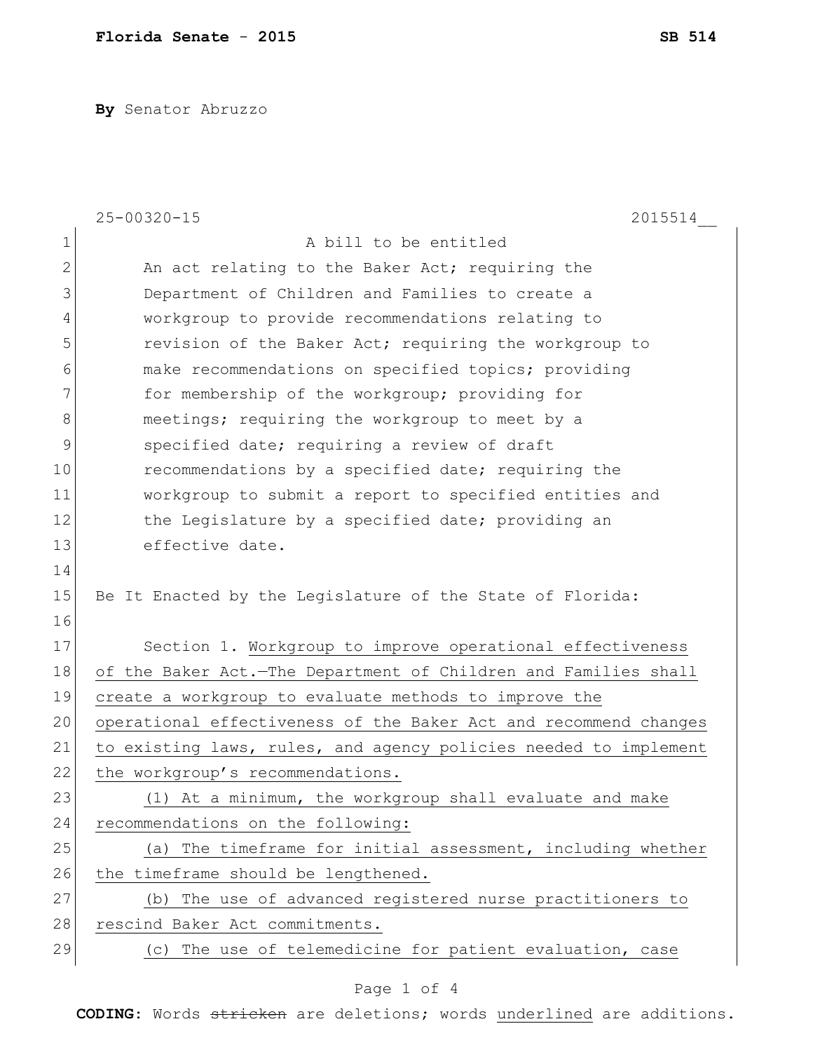**By** Senator Abruzzo

25-00320-15 2015514__

A bill to be entitled

An act relating to the Baker Act; requiring the Department of Children and Families to create a workgroup to provide recommendations relating to revision of the Baker Act; requiring the workgroup to make recommendations on specified topics; providing for membership of the workgroup; providing for meetings; requiring the workgroup to meet by a specified date; requiring a review of draft recommendations by a specified date; requiring the workgroup to submit a report to specified entities and the Legislature by a specified date; providing an effective date.

Be It Enacted by the Legislature of the State of Florida:

Section 1. Workgroup to improve operational effectiveness of the Baker Act.—The Department of Children and Families shall create a workgroup to evaluate methods to improve the operational effectiveness of the Baker Act and recommend changes to existing laws, rules, and agency policies needed to implement the workgroup's recommendations.

(1) At a minimum, the workgroup shall evaluate and make recommendations on the following:

(a) The timeframe for initial assessment, including whether the timeframe should be lengthened.

(b) The use of advanced registered nurse practitioners to rescind Baker Act commitments.

(c) The use of telemedicine for patient evaluation, case

**CODING:** Words ~~stricken~~ are deletions; words underlined are additions.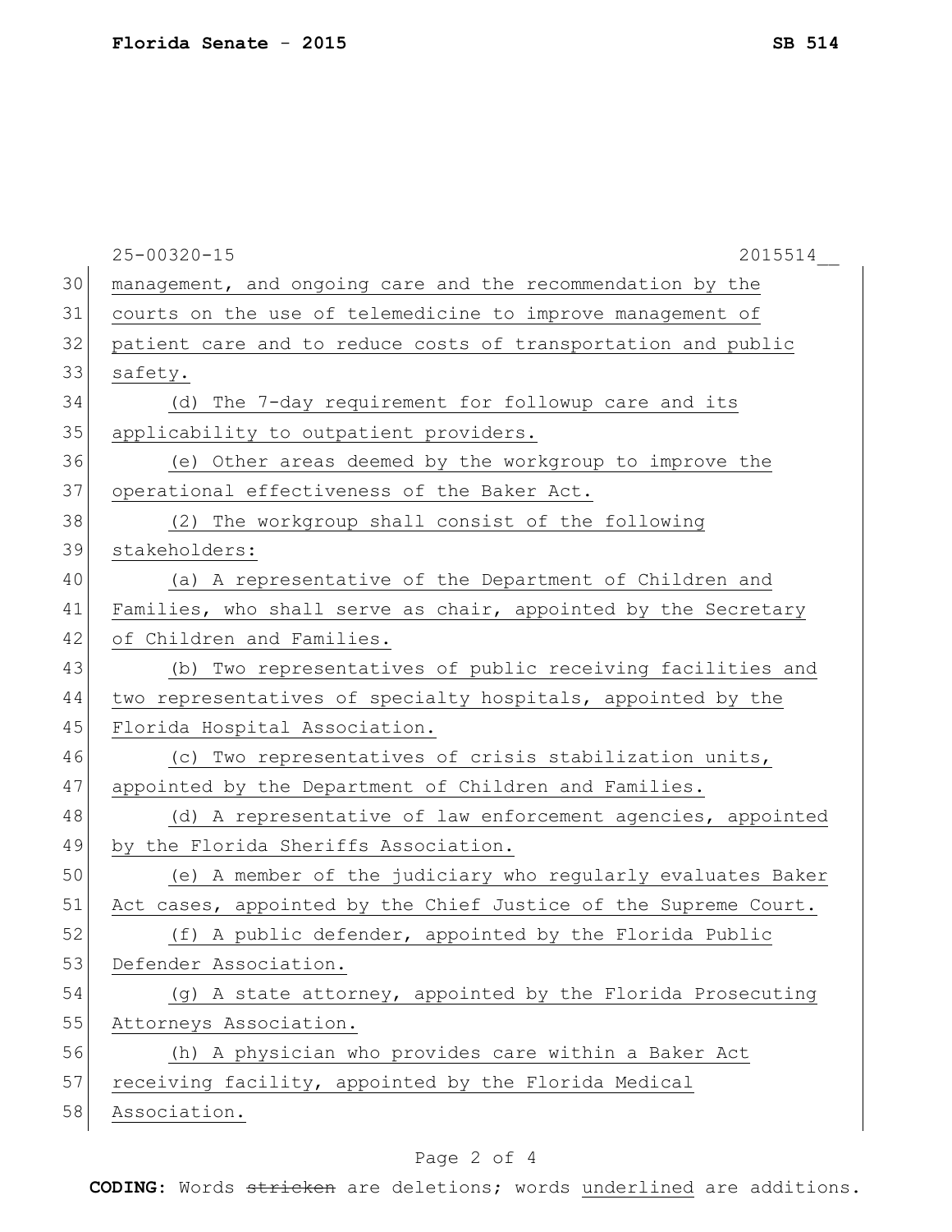management, and ongoing care and the recommendation by the courts on the use of telemedicine to improve management of patient care and to reduce costs of transportation and public safety.

(d) The 7-day requirement for followup care and its applicability to outpatient providers.

(e) Other areas deemed by the workgroup to improve the operational effectiveness of the Baker Act.

(2) The workgroup shall consist of the following stakeholders:

(a) A representative of the Department of Children and Families, who shall serve as chair, appointed by the Secretary of Children and Families.

(b) Two representatives of public receiving facilities and two representatives of specialty hospitals, appointed by the Florida Hospital Association.

(c) Two representatives of crisis stabilization units, appointed by the Department of Children and Families.

(d) A representative of law enforcement agencies, appointed by the Florida Sheriffs Association.

(e) A member of the judiciary who regularly evaluates Baker Act cases, appointed by the Chief Justice of the Supreme Court.

(f) A public defender, appointed by the Florida Public Defender Association.

(g) A state attorney, appointed by the Florida Prosecuting Attorneys Association.

(h) A physician who provides care within a Baker Act receiving facility, appointed by the Florida Medical Association.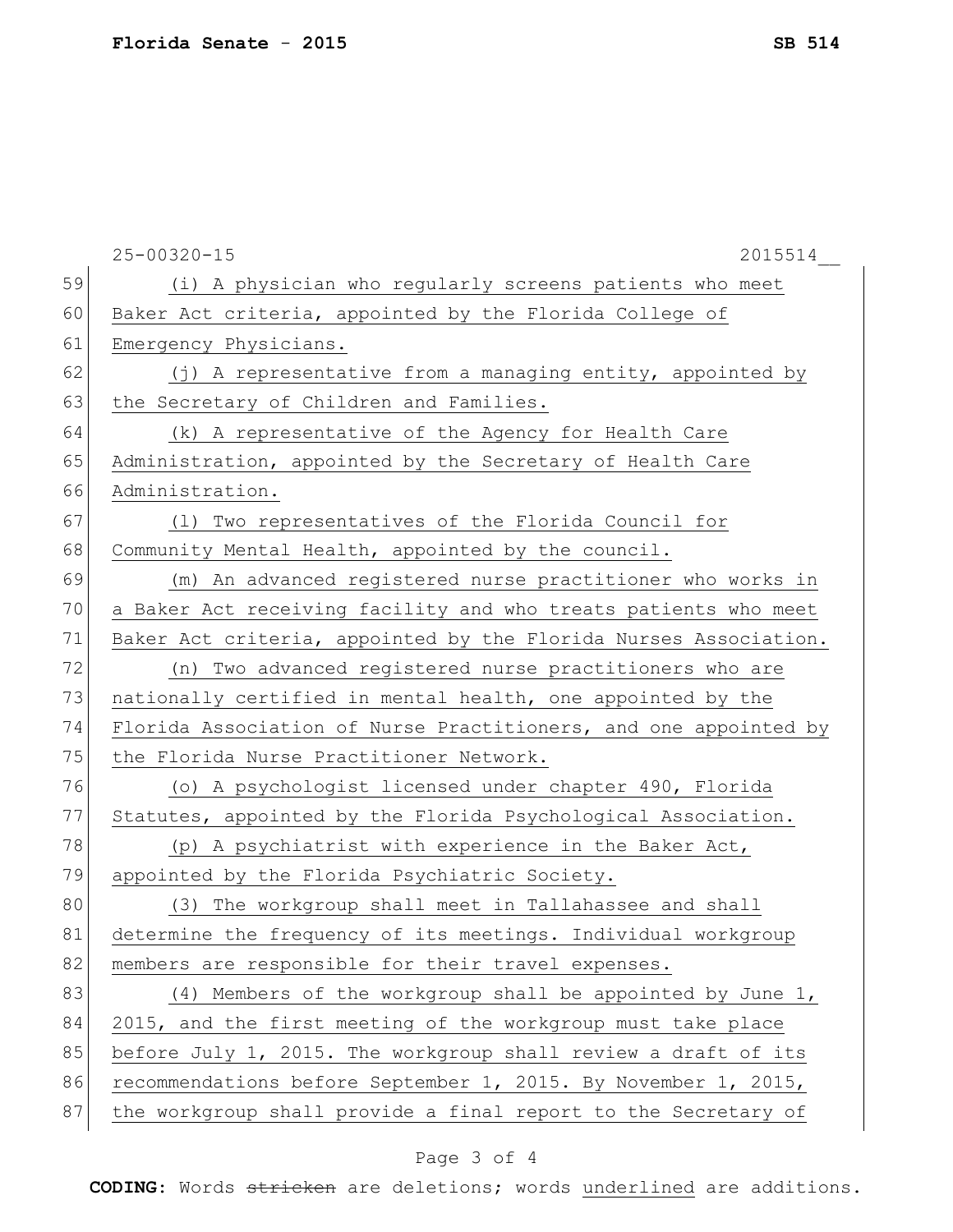(i) A physician who regularly screens patients who meet Baker Act criteria, appointed by the Florida College of Emergency Physicians.

(j) A representative from a managing entity, appointed by the Secretary of Children and Families.

(k) A representative of the Agency for Health Care Administration, appointed by the Secretary of Health Care Administration.

(l) Two representatives of the Florida Council for Community Mental Health, appointed by the council.

(m) An advanced registered nurse practitioner who works in a Baker Act receiving facility and who treats patients who meet Baker Act criteria, appointed by the Florida Nurses Association.

(n) Two advanced registered nurse practitioners who are nationally certified in mental health, one appointed by the Florida Association of Nurse Practitioners, and one appointed by the Florida Nurse Practitioner Network.

(o) A psychologist licensed under chapter 490, Florida Statutes, appointed by the Florida Psychological Association.

(p) A psychiatrist with experience in the Baker Act, appointed by the Florida Psychiatric Society.

(3) The workgroup shall meet in Tallahassee and shall determine the frequency of its meetings. Individual workgroup members are responsible for their travel expenses.

(4) Members of the workgroup shall be appointed by June 1, 2015, and the first meeting of the workgroup must take place before July 1, 2015. The workgroup shall review a draft of its recommendations before September 1, 2015. By November 1, 2015, the workgroup shall provide a final report to the Secretary of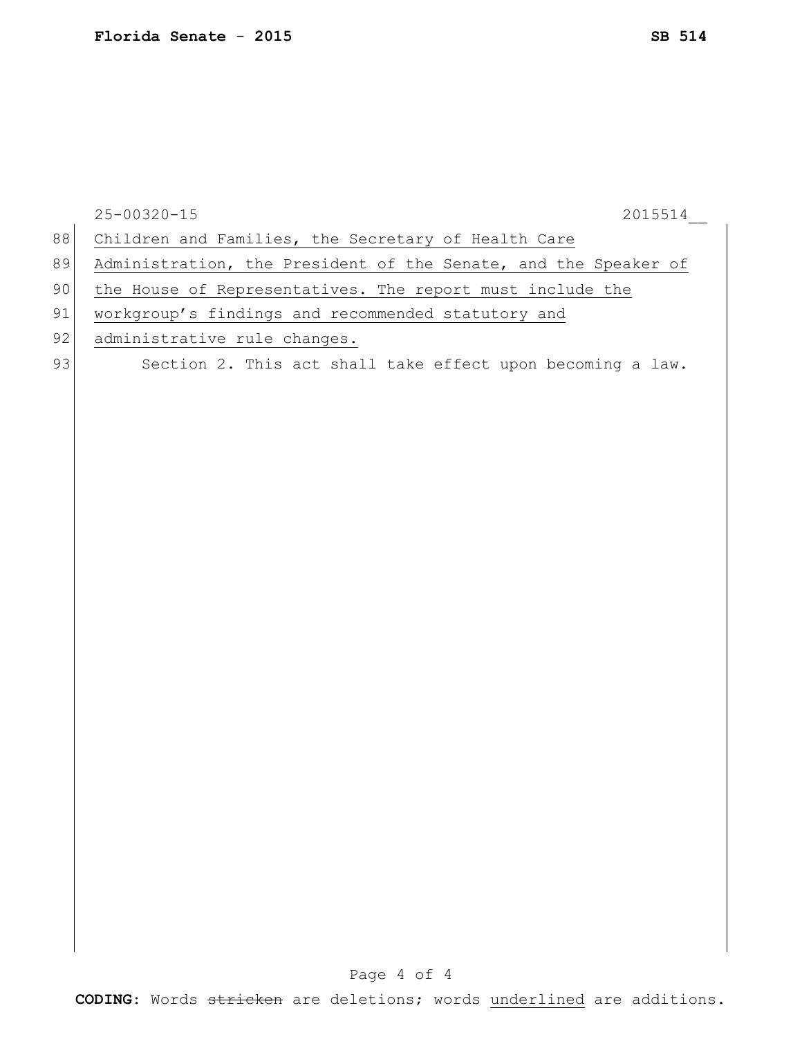25-00320-15 2015514__

88 Children and Families, the Secretary of Health Care
89 Administration, the President of the Senate, and the Speaker of
90 the House of Representatives. The report must include the
91 workgroup's findings and recommended statutory and
92 administrative rule changes.
93 Section 2. This act shall take effect upon becoming a law.

**CODING:** Words ~~stricken~~ are deletions; words <u>underlined</u> are additions.